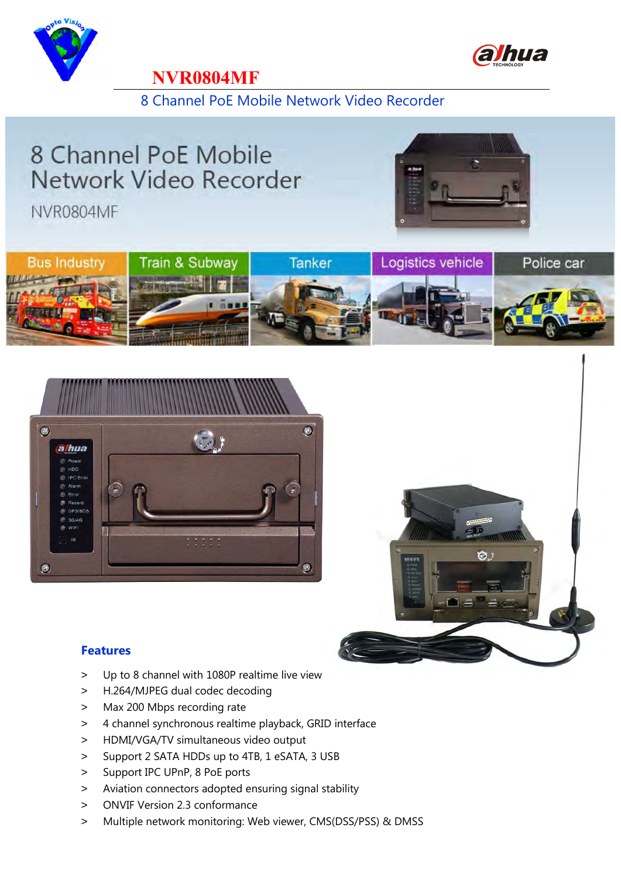# NVR0804MF

8 Channel PoE Mobile Network Video Recorder

8 Channel PoE Mobile Network Video Recorder

NVR0804MF

Bus Industry | Train & Subway | Tanker | Logistics vehicle | Police car

## Features

> Up to 8 channel with 1080P realtime live view
> H.264/MJPEG dual codec decoding
> Max 200 Mbps recording rate
> 4 channel synchronous realtime playback, GRID interface
> HDMI/VGA/TV simultaneous video output
> Support 2 SATA HDDs up to 4TB, 1 eSATA, 3 USB
> Support IPC UPnP, 8 PoE ports
> Aviation connectors adopted ensuring signal stability
> ONVIF Version 2.3 conformance
> Multiple network monitoring: Web viewer, CMS(DSS/PSS) & DMSS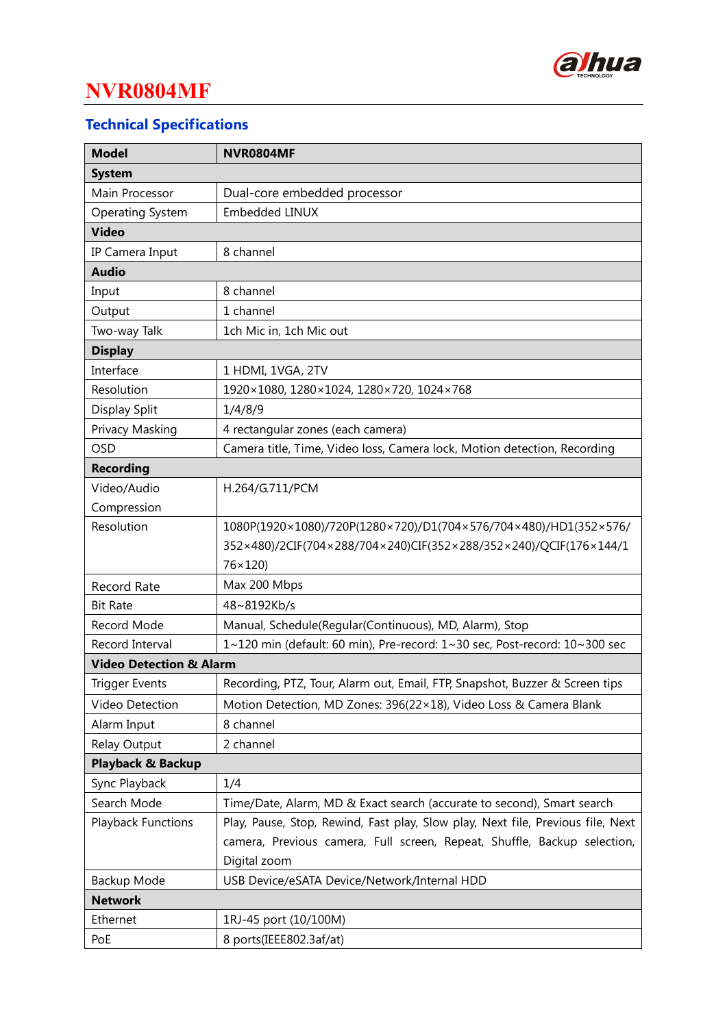# NVR0804MF

## Technical Specifications

| Model | NVR0804MF |
|---|---|
| **System** | |
| Main Processor | Dual-core embedded processor |
| Operating System | Embedded LINUX |
| **Video** | |
| IP Camera Input | 8 channel |
| **Audio** | |
| Input | 8 channel |
| Output | 1 channel |
| Two-way Talk | 1ch Mic in, 1ch Mic out |
| **Display** | |
| Interface | 1 HDMI, 1VGA, 2TV |
| Resolution | 1920×1080, 1280×1024, 1280×720, 1024×768 |
| Display Split | 1/4/8/9 |
| Privacy Masking | 4 rectangular zones (each camera) |
| OSD | Camera title, Time, Video loss, Camera lock, Motion detection, Recording |
| **Recording** | |
| Video/Audio Compression | H.264/G.711/PCM |
| Resolution | 1080P(1920×1080)/720P(1280×720)/D1(704×576/704×480)/HD1(352×576/352×480)/2CIF(704×288/704×240)CIF(352×288/352×240)/QCIF(176×144/176×120) |
| Record Rate | Max 200 Mbps |
| Bit Rate | 48~8192Kb/s |
| Record Mode | Manual, Schedule(Regular(Continuous), MD, Alarm), Stop |
| Record Interval | 1~120 min (default: 60 min), Pre-record: 1~30 sec, Post-record: 10~300 sec |
| **Video Detection & Alarm** | |
| Trigger Events | Recording, PTZ, Tour, Alarm out, Email, FTP, Snapshot, Buzzer & Screen tips |
| Video Detection | Motion Detection, MD Zones: 396(22×18), Video Loss & Camera Blank |
| Alarm Input | 8 channel |
| Relay Output | 2 channel |
| **Playback & Backup** | |
| Sync Playback | 1/4 |
| Search Mode | Time/Date, Alarm, MD & Exact search (accurate to second), Smart search |
| Playback Functions | Play, Pause, Stop, Rewind, Fast play, Slow play, Next file, Previous file, Next camera, Previous camera, Full screen, Repeat, Shuffle, Backup selection, Digital zoom |
| Backup Mode | USB Device/eSATA Device/Network/Internal HDD |
| **Network** | |
| Ethernet | 1RJ-45 port (10/100M) |
| PoE | 8 ports(IEEE802.3af/at) |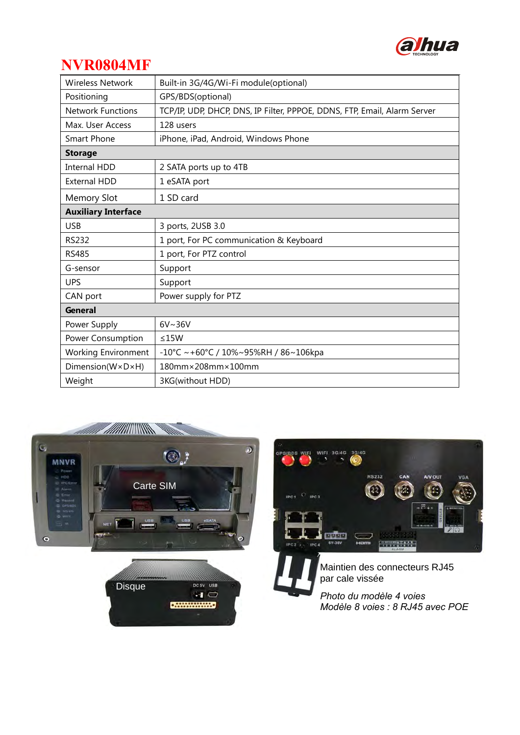# NVR0804MF

| | |
|---|---|
| Wireless Network | Built-in 3G/4G/Wi-Fi module(optional) |
| Positioning | GPS/BDS(optional) |
| Network Functions | TCP/IP, UDP, DHCP, DNS, IP Filter, PPPOE, DDNS, FTP, Email, Alarm Server |
| Max. User Access | 128 users |
| Smart Phone | iPhone, iPad, Android, Windows Phone |
| **Storage** | |
| Internal HDD | 2 SATA ports up to 4TB |
| External HDD | 1 eSATA port |
| Memory Slot | 1 SD card |
| **Auxiliary Interface** | |
| USB | 3 ports, 2USB 3.0 |
| RS232 | 1 port, For PC communication & Keyboard |
| RS485 | 1 port, For PTZ control |
| G-sensor | Support |
| UPS | Support |
| CAN port | Power supply for PTZ |
| **General** | |
| Power Supply | 6V~36V |
| Power Consumption | ≤15W |
| Working Environment | -10°C ~+60°C / 10%~95%RH / 86~106kpa |
| Dimension(W×D×H) | 180mm×208mm×100mm |
| Weight | 3KG(without HDD) |

Carte SIM

Disque

Maintien des connecteurs RJ45 par cale vissée

*Photo du modèle 4 voies*
*Modèle 8 voies : 8 RJ45 avec POE*